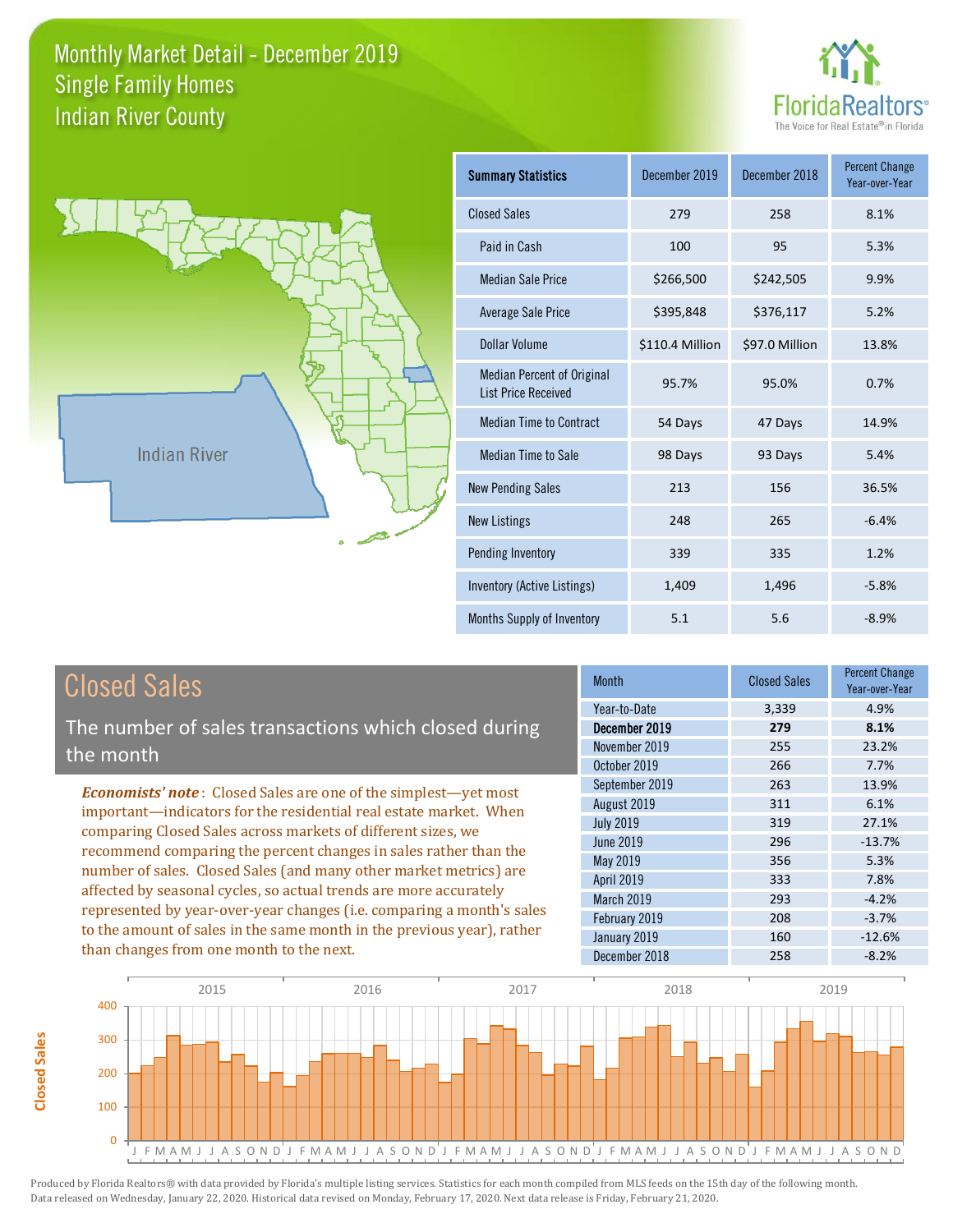# Monthly Market Detail - December 2019
## Single Family Homes
## Indian River County

FloridaRealtors® The Voice for Real Estate® in Florida

Indian River

| Summary Statistics | December 2019 | December 2018 | Percent Change Year-over-Year |
|---|---|---|---|
| Closed Sales | 279 | 258 | 8.1% |
| Paid in Cash | 100 | 95 | 5.3% |
| Median Sale Price | $266,500 | $242,505 | 9.9% |
| Average Sale Price | $395,848 | $376,117 | 5.2% |
| Dollar Volume | $110.4 Million | $97.0 Million | 13.8% |
| Median Percent of Original List Price Received | 95.7% | 95.0% | 0.7% |
| Median Time to Contract | 54 Days | 47 Days | 14.9% |
| Median Time to Sale | 98 Days | 93 Days | 5.4% |
| New Pending Sales | 213 | 156 | 36.5% |
| New Listings | 248 | 265 | -6.4% |
| Pending Inventory | 339 | 335 | 1.2% |
| Inventory (Active Listings) | 1,409 | 1,496 | -5.8% |
| Months Supply of Inventory | 5.1 | 5.6 | -8.9% |

## Closed Sales

The number of sales transactions which closed during the month

*Economists' note*: Closed Sales are one of the simplest—yet most important—indicators for the residential real estate market. When comparing Closed Sales across markets of different sizes, we recommend comparing the percent changes in sales rather than the number of sales. Closed Sales (and many other market metrics) are affected by seasonal cycles, so actual trends are more accurately represented by year-over-year changes (i.e. comparing a month's sales to the amount of sales in the same month in the previous year), rather than changes from one month to the next.

| Month | Closed Sales | Percent Change Year-over-Year |
|---|---|---|
| Year-to-Date | 3,339 | 4.9% |
| **December 2019** | **279** | **8.1%** |
| November 2019 | 255 | 23.2% |
| October 2019 | 266 | 7.7% |
| September 2019 | 263 | 13.9% |
| August 2019 | 311 | 6.1% |
| July 2019 | 319 | 27.1% |
| June 2019 | 296 | -13.7% |
| May 2019 | 356 | 5.3% |
| April 2019 | 333 | 7.8% |
| March 2019 | 293 | -4.2% |
| February 2019 | 208 | -3.7% |
| January 2019 | 160 | -12.6% |
| December 2018 | 258 | -8.2% |

Produced by Florida Realtors® with data provided by Florida's multiple listing services. Statistics for each month compiled from MLS feeds on the 15th day of the following month. Data released on Wednesday, January 22, 2020. Historical data revised on Monday, February 17, 2020. Next data release is Friday, February 21, 2020.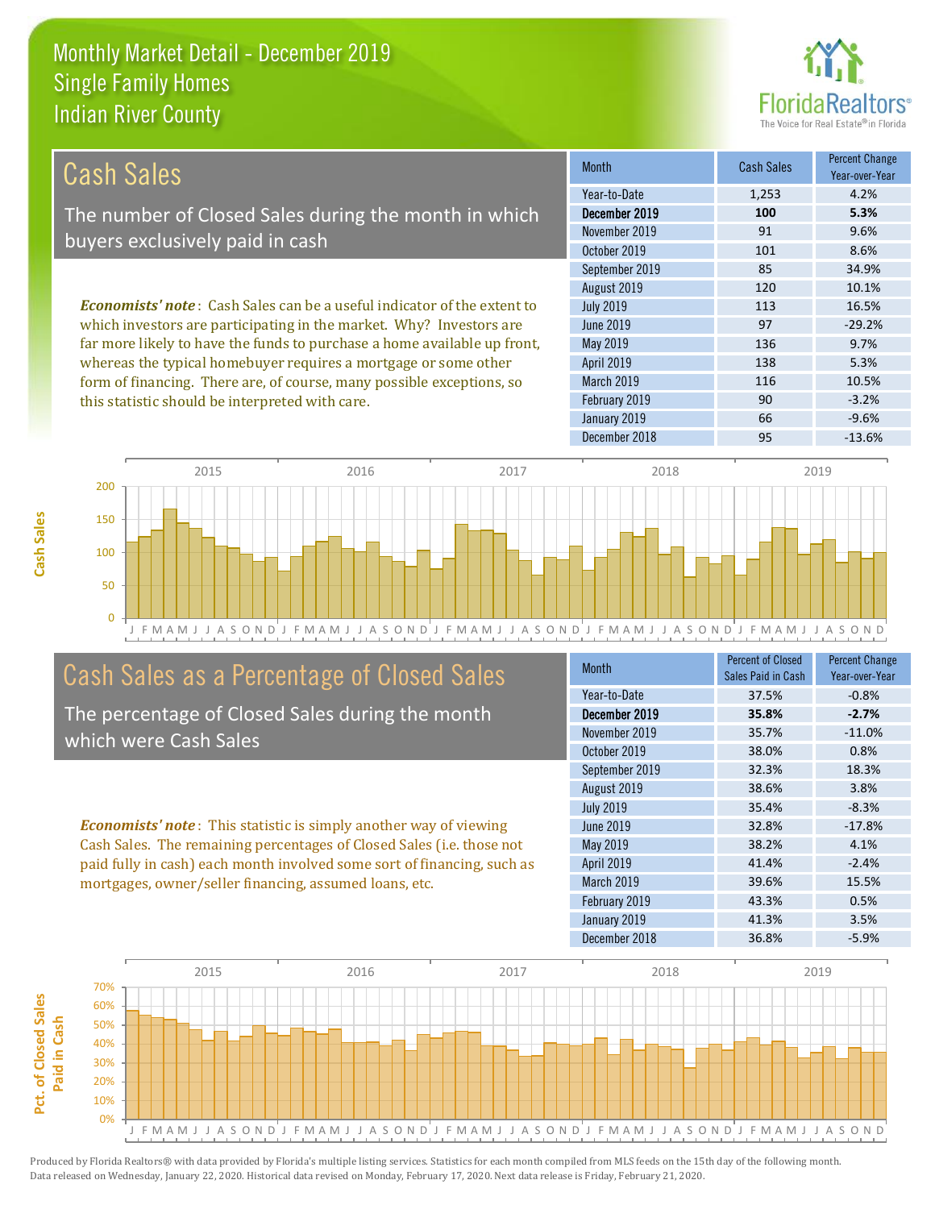# Monthly Market Detail - December 2019
## Single Family Homes
## Indian River County

## Cash Sales

The number of Closed Sales during the month in which buyers exclusively paid in cash

***Economists' note***: Cash Sales can be a useful indicator of the extent to which investors are participating in the market. Why? Investors are far more likely to have the funds to purchase a home available up front, whereas the typical homebuyer requires a mortgage or some other form of financing. There are, of course, many possible exceptions, so this statistic should be interpreted with care.

| Month | Cash Sales | Percent Change Year-over-Year |
|---|---|---|
| Year-to-Date | 1,253 | 4.2% |
| **December 2019** | **100** | **5.3%** |
| November 2019 | 91 | 9.6% |
| October 2019 | 101 | 8.6% |
| September 2019 | 85 | 34.9% |
| August 2019 | 120 | 10.1% |
| July 2019 | 113 | 16.5% |
| June 2019 | 97 | -29.2% |
| May 2019 | 136 | 9.7% |
| April 2019 | 138 | 5.3% |
| March 2019 | 116 | 10.5% |
| February 2019 | 90 | -3.2% |
| January 2019 | 66 | -9.6% |
| December 2018 | 95 | -13.6% |

## Cash Sales as a Percentage of Closed Sales

The percentage of Closed Sales during the month which were Cash Sales

***Economists' note***: This statistic is simply another way of viewing Cash Sales. The remaining percentages of Closed Sales (i.e. those not paid fully in cash) each month involved some sort of financing, such as mortgages, owner/seller financing, assumed loans, etc.

| Month | Percent of Closed Sales Paid in Cash | Percent Change Year-over-Year |
|---|---|---|
| Year-to-Date | 37.5% | -0.8% |
| **December 2019** | **35.8%** | **-2.7%** |
| November 2019 | 35.7% | -11.0% |
| October 2019 | 38.0% | 0.8% |
| September 2019 | 32.3% | 18.3% |
| August 2019 | 38.6% | 3.8% |
| July 2019 | 35.4% | -8.3% |
| June 2019 | 32.8% | -17.8% |
| May 2019 | 38.2% | 4.1% |
| April 2019 | 41.4% | -2.4% |
| March 2019 | 39.6% | 15.5% |
| February 2019 | 43.3% | 0.5% |
| January 2019 | 41.3% | 3.5% |
| December 2018 | 36.8% | -5.9% |

Produced by Florida Realtors® with data provided by Florida's multiple listing services. Statistics for each month compiled from MLS feeds on the 15th day of the following month. Data released on Wednesday, January 22, 2020. Historical data revised on Monday, February 17, 2020. Next data release is Friday, February 21, 2020.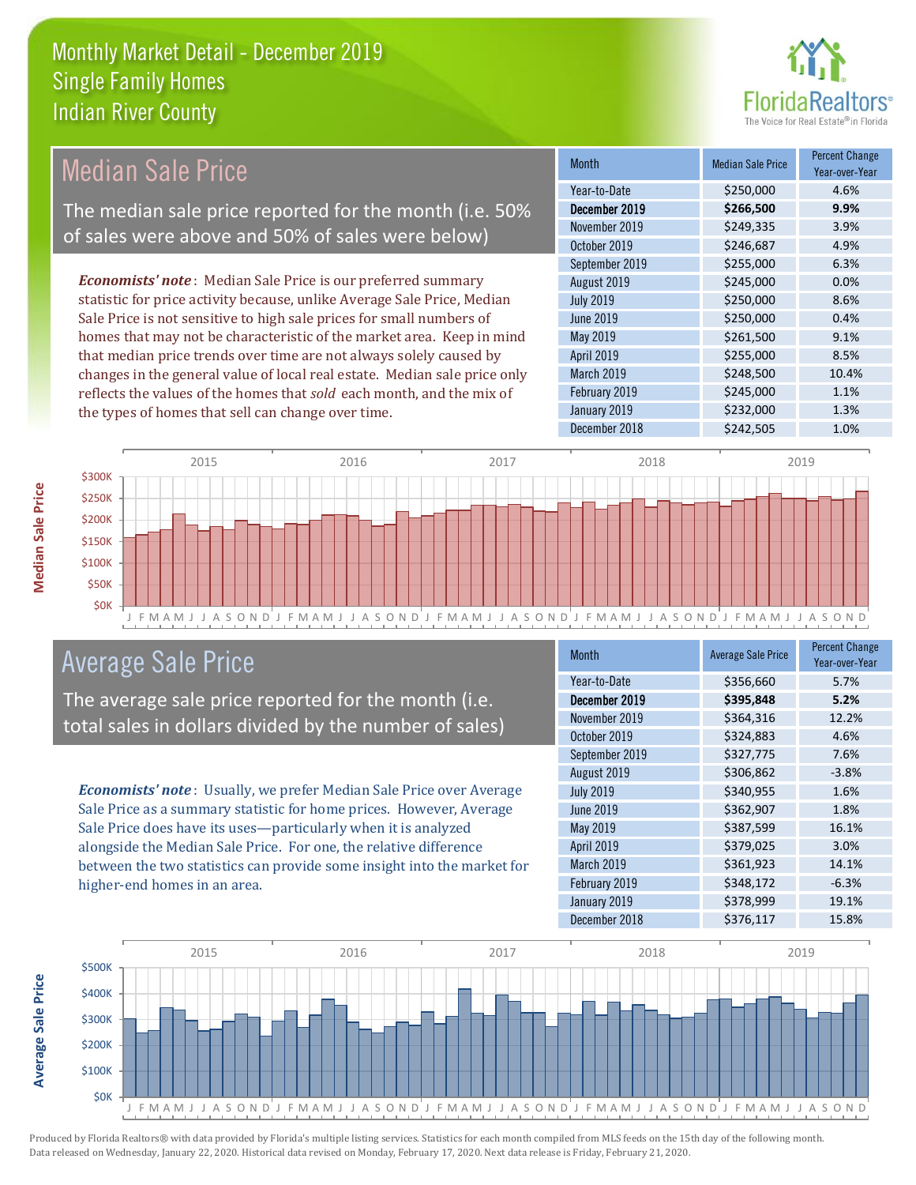# Monthly Market Detail - December 2019
## Single Family Homes
## Indian River County

## Median Sale Price

The median sale price reported for the month (i.e. 50% of sales were above and 50% of sales were below)

*Economists' note*: Median Sale Price is our preferred summary statistic for price activity because, unlike Average Sale Price, Median Sale Price is not sensitive to high sale prices for small numbers of homes that may not be characteristic of the market area. Keep in mind that median price trends over time are not always solely caused by changes in the general value of local real estate. Median sale price only reflects the values of the homes that *sold* each month, and the mix of the types of homes that sell can change over time.

| Month | Median Sale Price | Percent Change Year-over-Year |
|---|---|---|
| Year-to-Date | $250,000 | 4.6% |
| **December 2019** | **$266,500** | **9.9%** |
| November 2019 | $249,335 | 3.9% |
| October 2019 | $246,687 | 4.9% |
| September 2019 | $255,000 | 6.3% |
| August 2019 | $245,000 | 0.0% |
| July 2019 | $250,000 | 8.6% |
| June 2019 | $250,000 | 0.4% |
| May 2019 | $261,500 | 9.1% |
| April 2019 | $255,000 | 8.5% |
| March 2019 | $248,500 | 10.4% |
| February 2019 | $245,000 | 1.1% |
| January 2019 | $232,000 | 1.3% |
| December 2018 | $242,505 | 1.0% |

## Average Sale Price

The average sale price reported for the month (i.e. total sales in dollars divided by the number of sales)

*Economists' note*: Usually, we prefer Median Sale Price over Average Sale Price as a summary statistic for home prices. However, Average Sale Price does have its uses—particularly when it is analyzed alongside the Median Sale Price. For one, the relative difference between the two statistics can provide some insight into the market for higher-end homes in an area.

| Month | Average Sale Price | Percent Change Year-over-Year |
|---|---|---|
| Year-to-Date | $356,660 | 5.7% |
| **December 2019** | **$395,848** | **5.2%** |
| November 2019 | $364,316 | 12.2% |
| October 2019 | $324,883 | 4.6% |
| September 2019 | $327,775 | 7.6% |
| August 2019 | $306,862 | -3.8% |
| July 2019 | $340,955 | 1.6% |
| June 2019 | $362,907 | 1.8% |
| May 2019 | $387,599 | 16.1% |
| April 2019 | $379,025 | 3.0% |
| March 2019 | $361,923 | 14.1% |
| February 2019 | $348,172 | -6.3% |
| January 2019 | $378,999 | 19.1% |
| December 2018 | $376,117 | 15.8% |

Produced by Florida Realtors® with data provided by Florida's multiple listing services. Statistics for each month compiled from MLS feeds on the 15th day of the following month. Data released on Wednesday, January 22, 2020. Historical data revised on Monday, February 17, 2020. Next data release is Friday, February 21, 2020.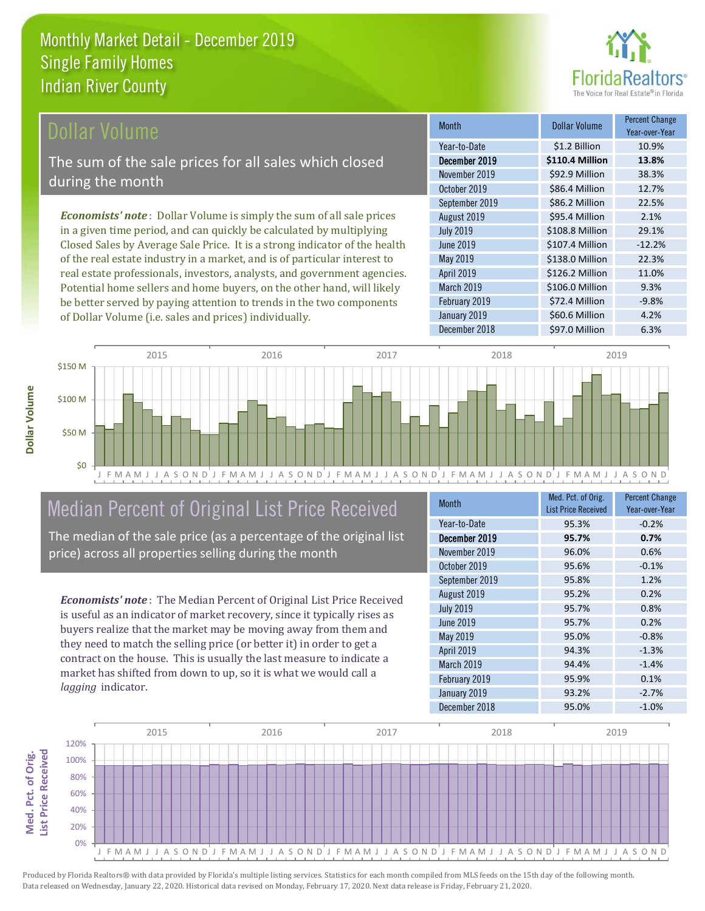# Monthly Market Detail - December 2019
## Single Family Homes
## Indian River County

## Dollar Volume

The sum of the sale prices for all sales which closed during the month

*Economists' note*: Dollar Volume is simply the sum of all sale prices in a given time period, and can quickly be calculated by multiplying Closed Sales by Average Sale Price. It is a strong indicator of the health of the real estate industry in a market, and is of particular interest to real estate professionals, investors, analysts, and government agencies. Potential home sellers and home buyers, on the other hand, will likely be better served by paying attention to trends in the two components of Dollar Volume (i.e. sales and prices) individually.

| Month | Dollar Volume | Percent Change Year-over-Year |
|---|---|---|
| Year-to-Date | $1.2 Billion | 10.9% |
| **December 2019** | **$110.4 Million** | **13.8%** |
| November 2019 | $92.9 Million | 38.3% |
| October 2019 | $86.4 Million | 12.7% |
| September 2019 | $86.2 Million | 22.5% |
| August 2019 | $95.4 Million | 2.1% |
| July 2019 | $108.8 Million | 29.1% |
| June 2019 | $107.4 Million | -12.2% |
| May 2019 | $138.0 Million | 22.3% |
| April 2019 | $126.2 Million | 11.0% |
| March 2019 | $106.0 Million | 9.3% |
| February 2019 | $72.4 Million | -9.8% |
| January 2019 | $60.6 Million | 4.2% |
| December 2018 | $97.0 Million | 6.3% |

## Median Percent of Original List Price Received

The median of the sale price (as a percentage of the original list price) across all properties selling during the month

*Economists' note*: The Median Percent of Original List Price Received is useful as an indicator of market recovery, since it typically rises as buyers realize that the market may be moving away from them and they need to match the selling price (or better it) in order to get a contract on the house. This is usually the last measure to indicate a market has shifted from down to up, so it is what we would call a *lagging* indicator.

| Month | Med. Pct. of Orig. List Price Received | Percent Change Year-over-Year |
|---|---|---|
| Year-to-Date | 95.3% | -0.2% |
| **December 2019** | **95.7%** | **0.7%** |
| November 2019 | 96.0% | 0.6% |
| October 2019 | 95.6% | -0.1% |
| September 2019 | 95.8% | 1.2% |
| August 2019 | 95.2% | 0.2% |
| July 2019 | 95.7% | 0.8% |
| June 2019 | 95.7% | 0.2% |
| May 2019 | 95.0% | -0.8% |
| April 2019 | 94.3% | -1.3% |
| March 2019 | 94.4% | -1.4% |
| February 2019 | 95.9% | 0.1% |
| January 2019 | 93.2% | -2.7% |
| December 2018 | 95.0% | -1.0% |

Produced by Florida Realtors® with data provided by Florida's multiple listing services. Statistics for each month compiled from MLS feeds on the 15th day of the following month. Data released on Wednesday, January 22, 2020. Historical data revised on Monday, February 17, 2020. Next data release is Friday, February 21, 2020.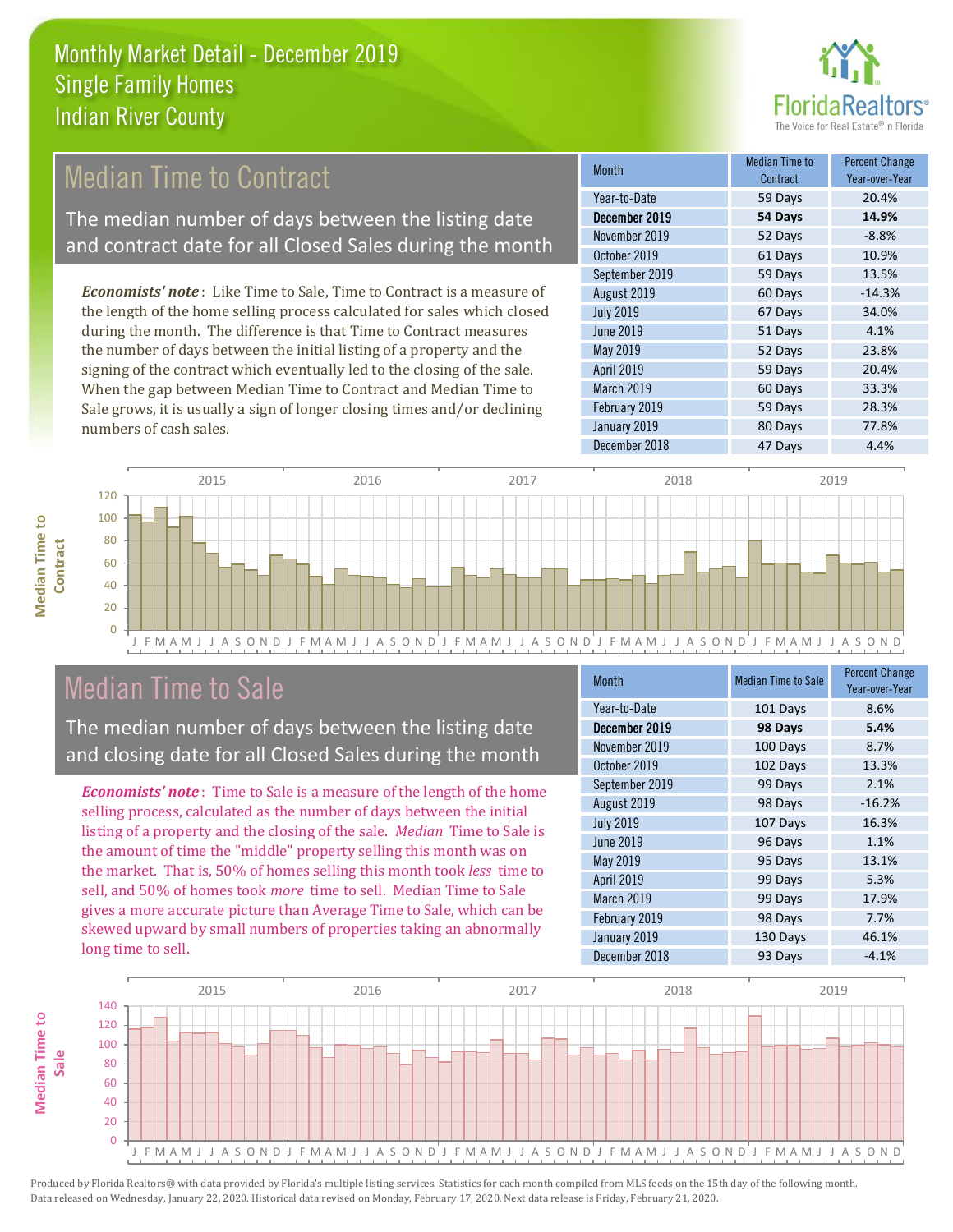# Monthly Market Detail - December 2019
## Single Family Homes
## Indian River County

## Median Time to Contract

The median number of days between the listing date and contract date for all Closed Sales during the month

***Economists' note***: Like Time to Sale, Time to Contract is a measure of the length of the home selling process calculated for sales which closed during the month. The difference is that Time to Contract measures the number of days between the initial listing of a property and the signing of the contract which eventually led to the closing of the sale. When the gap between Median Time to Contract and Median Time to Sale grows, it is usually a sign of longer closing times and/or declining numbers of cash sales.

| Month | Median Time to Contract | Percent Change Year-over-Year |
|---|---|---|
| Year-to-Date | 59 Days | 20.4% |
| **December 2019** | **54 Days** | **14.9%** |
| November 2019 | 52 Days | -8.8% |
| October 2019 | 61 Days | 10.9% |
| September 2019 | 59 Days | 13.5% |
| August 2019 | 60 Days | -14.3% |
| July 2019 | 67 Days | 34.0% |
| June 2019 | 51 Days | 4.1% |
| May 2019 | 52 Days | 23.8% |
| April 2019 | 59 Days | 20.4% |
| March 2019 | 60 Days | 33.3% |
| February 2019 | 59 Days | 28.3% |
| January 2019 | 80 Days | 77.8% |
| December 2018 | 47 Days | 4.4% |

## Median Time to Sale

The median number of days between the listing date and closing date for all Closed Sales during the month

***Economists' note***: Time to Sale is a measure of the length of the home selling process, calculated as the number of days between the initial listing of a property and the closing of the sale. *Median* Time to Sale is the amount of time the "middle" property selling this month was on the market. That is, 50% of homes selling this month took *less* time to sell, and 50% of homes took *more* time to sell. Median Time to Sale gives a more accurate picture than Average Time to Sale, which can be skewed upward by small numbers of properties taking an abnormally long time to sell.

| Month | Median Time to Sale | Percent Change Year-over-Year |
|---|---|---|
| Year-to-Date | 101 Days | 8.6% |
| **December 2019** | **98 Days** | **5.4%** |
| November 2019 | 100 Days | 8.7% |
| October 2019 | 102 Days | 13.3% |
| September 2019 | 99 Days | 2.1% |
| August 2019 | 98 Days | -16.2% |
| July 2019 | 107 Days | 16.3% |
| June 2019 | 96 Days | 1.1% |
| May 2019 | 95 Days | 13.1% |
| April 2019 | 99 Days | 5.3% |
| March 2019 | 99 Days | 17.9% |
| February 2019 | 98 Days | 7.7% |
| January 2019 | 130 Days | 46.1% |
| December 2018 | 93 Days | -4.1% |

Produced by Florida Realtors® with data provided by Florida's multiple listing services. Statistics for each month compiled from MLS feeds on the 15th day of the following month. Data released on Wednesday, January 22, 2020. Historical data revised on Monday, February 17, 2020. Next data release is Friday, February 21, 2020.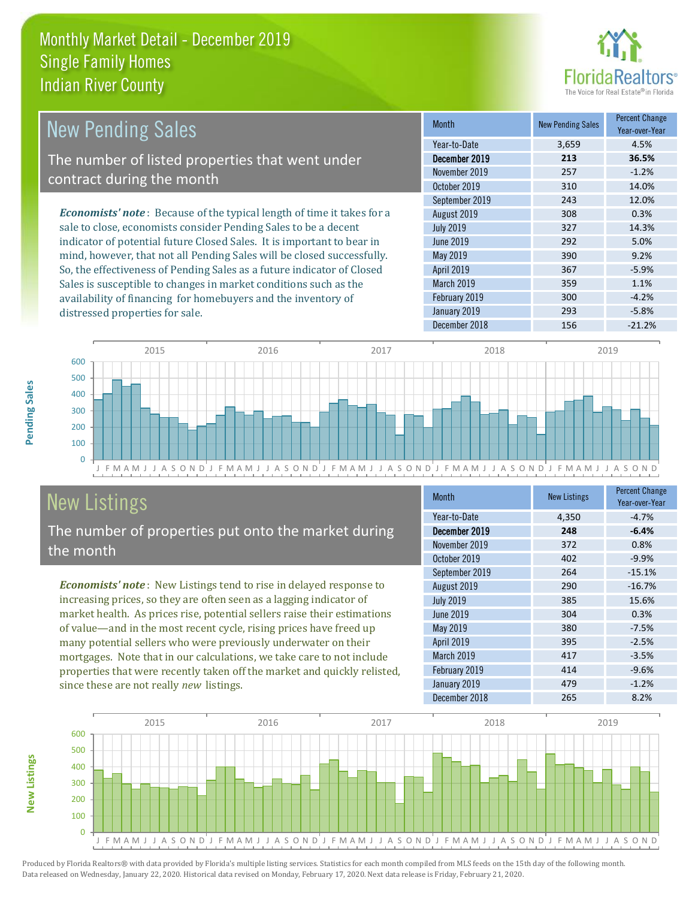# Monthly Market Detail - December 2019
## Single Family Homes
## Indian River County

## New Pending Sales

The number of listed properties that went under contract during the month

*Economists' note*: Because of the typical length of time it takes for a sale to close, economists consider Pending Sales to be a decent indicator of potential future Closed Sales. It is important to bear in mind, however, that not all Pending Sales will be closed successfully. So, the effectiveness of Pending Sales as a future indicator of Closed Sales is susceptible to changes in market conditions such as the availability of financing for homebuyers and the inventory of distressed properties for sale.

| Month | New Pending Sales | Percent Change Year-over-Year |
|---|---|---|
| Year-to-Date | 3,659 | 4.5% |
| **December 2019** | **213** | **36.5%** |
| November 2019 | 257 | -1.2% |
| October 2019 | 310 | 14.0% |
| September 2019 | 243 | 12.0% |
| August 2019 | 308 | 0.3% |
| July 2019 | 327 | 14.3% |
| June 2019 | 292 | 5.0% |
| May 2019 | 390 | 9.2% |
| April 2019 | 367 | -5.9% |
| March 2019 | 359 | 1.1% |
| February 2019 | 300 | -4.2% |
| January 2019 | 293 | -5.8% |
| December 2018 | 156 | -21.2% |

## New Listings

The number of properties put onto the market during the month

*Economists' note*: New Listings tend to rise in delayed response to increasing prices, so they are often seen as a lagging indicator of market health. As prices rise, potential sellers raise their estimations of value—and in the most recent cycle, rising prices have freed up many potential sellers who were previously underwater on their mortgages. Note that in our calculations, we take care to not include properties that were recently taken off the market and quickly relisted, since these are not really *new* listings.

| Month | New Listings | Percent Change Year-over-Year |
|---|---|---|
| Year-to-Date | 4,350 | -4.7% |
| **December 2019** | **248** | **-6.4%** |
| November 2019 | 372 | 0.8% |
| October 2019 | 402 | -9.9% |
| September 2019 | 264 | -15.1% |
| August 2019 | 290 | -16.7% |
| July 2019 | 385 | 15.6% |
| June 2019 | 304 | 0.3% |
| May 2019 | 380 | -7.5% |
| April 2019 | 395 | -2.5% |
| March 2019 | 417 | -3.5% |
| February 2019 | 414 | -9.6% |
| January 2019 | 479 | -1.2% |
| December 2018 | 265 | 8.2% |

Produced by Florida Realtors® with data provided by Florida's multiple listing services. Statistics for each month compiled from MLS feeds on the 15th day of the following month. Data released on Wednesday, January 22, 2020. Historical data revised on Monday, February 17, 2020. Next data release is Friday, February 21, 2020.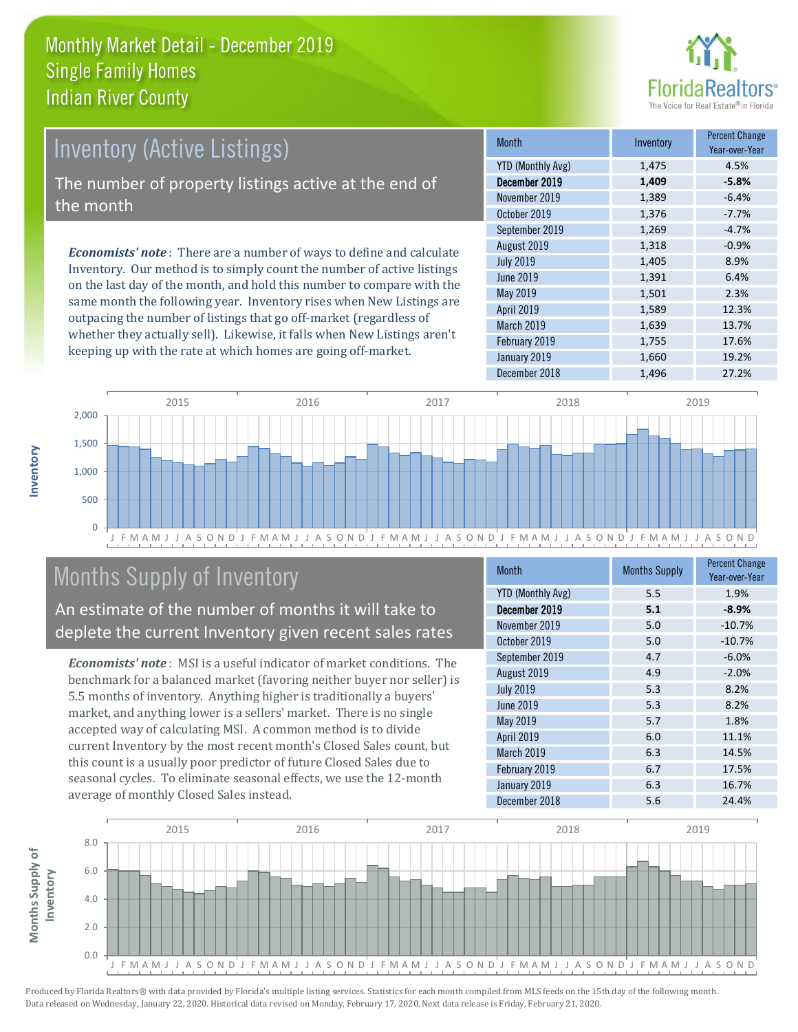# Monthly Market Detail - December 2019
## Single Family Homes
## Indian River County

## Inventory (Active Listings)

The number of property listings active at the end of the month

***Economists' note***: There are a number of ways to define and calculate Inventory. Our method is to simply count the number of active listings on the last day of the month, and hold this number to compare with the same month the following year. Inventory rises when New Listings are outpacing the number of listings that go off-market (regardless of whether they actually sell). Likewise, it falls when New Listings aren't keeping up with the rate at which homes are going off-market.

| Month | Inventory | Percent Change Year-over-Year |
|---|---|---|
| YTD (Monthly Avg) | 1,475 | 4.5% |
| **December 2019** | **1,409** | **-5.8%** |
| November 2019 | 1,389 | -6.4% |
| October 2019 | 1,376 | -7.7% |
| September 2019 | 1,269 | -4.7% |
| August 2019 | 1,318 | -0.9% |
| July 2019 | 1,405 | 8.9% |
| June 2019 | 1,391 | 6.4% |
| May 2019 | 1,501 | 2.3% |
| April 2019 | 1,589 | 12.3% |
| March 2019 | 1,639 | 13.7% |
| February 2019 | 1,755 | 17.6% |
| January 2019 | 1,660 | 19.2% |
| December 2018 | 1,496 | 27.2% |

## Months Supply of Inventory

An estimate of the number of months it will take to deplete the current Inventory given recent sales rates

***Economists' note***: MSI is a useful indicator of market conditions. The benchmark for a balanced market (favoring neither buyer nor seller) is 5.5 months of inventory. Anything higher is traditionally a buyers' market, and anything lower is a sellers' market. There is no single accepted way of calculating MSI. A common method is to divide current Inventory by the most recent month's Closed Sales count, but this count is a usually poor predictor of future Closed Sales due to seasonal cycles. To eliminate seasonal effects, we use the 12-month average of monthly Closed Sales instead.

| Month | Months Supply | Percent Change Year-over-Year |
|---|---|---|
| YTD (Monthly Avg) | 5.5 | 1.9% |
| **December 2019** | **5.1** | **-8.9%** |
| November 2019 | 5.0 | -10.7% |
| October 2019 | 5.0 | -10.7% |
| September 2019 | 4.7 | -6.0% |
| August 2019 | 4.9 | -2.0% |
| July 2019 | 5.3 | 8.2% |
| June 2019 | 5.3 | 8.2% |
| May 2019 | 5.7 | 1.8% |
| April 2019 | 6.0 | 11.1% |
| March 2019 | 6.3 | 14.5% |
| February 2019 | 6.7 | 17.5% |
| January 2019 | 6.3 | 16.7% |
| December 2018 | 5.6 | 24.4% |

Produced by Florida Realtors® with data provided by Florida's multiple listing services. Statistics for each month compiled from MLS feeds on the 15th day of the following month. Data released on Wednesday, January 22, 2020. Historical data revised on Monday, February 17, 2020. Next data release is Friday, February 21, 2020.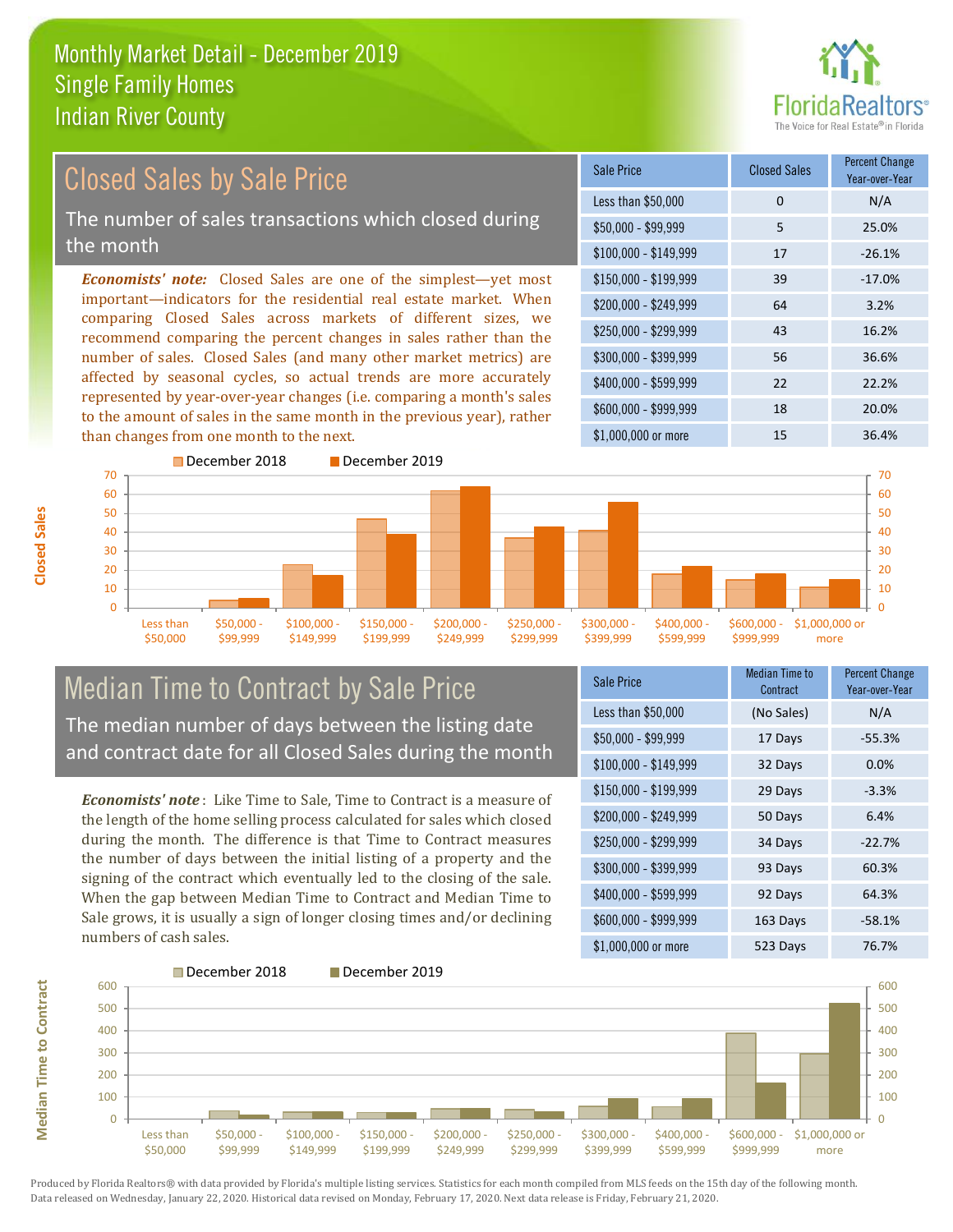# Monthly Market Detail - December 2019
## Single Family Homes
## Indian River County

## Closed Sales by Sale Price

The number of sales transactions which closed during the month

***Economists' note:*** Closed Sales are one of the simplest—yet most important—indicators for the residential real estate market. When comparing Closed Sales across markets of different sizes, we recommend comparing the percent changes in sales rather than the number of sales. Closed Sales (and many other market metrics) are affected by seasonal cycles, so actual trends are more accurately represented by year-over-year changes (i.e. comparing a month's sales to the amount of sales in the same month in the previous year), rather than changes from one month to the next.

| Sale Price | Closed Sales | Percent Change Year-over-Year |
|---|---|---|
| Less than $50,000 | 0 | N/A |
| $50,000 - $99,999 | 5 | 25.0% |
| $100,000 - $149,999 | 17 | -26.1% |
| $150,000 - $199,999 | 39 | -17.0% |
| $200,000 - $249,999 | 64 | 3.2% |
| $250,000 - $299,999 | 43 | 16.2% |
| $300,000 - $399,999 | 56 | 36.6% |
| $400,000 - $599,999 | 22 | 22.2% |
| $600,000 - $999,999 | 18 | 20.0% |
| $1,000,000 or more | 15 | 36.4% |

## Median Time to Contract by Sale Price

The median number of days between the listing date and contract date for all Closed Sales during the month

***Economists' note*** : Like Time to Sale, Time to Contract is a measure of the length of the home selling process calculated for sales which closed during the month. The difference is that Time to Contract measures the number of days between the initial listing of a property and the signing of the contract which eventually led to the closing of the sale. When the gap between Median Time to Contract and Median Time to Sale grows, it is usually a sign of longer closing times and/or declining numbers of cash sales.

| Sale Price | Median Time to Contract | Percent Change Year-over-Year |
|---|---|---|
| Less than $50,000 | (No Sales) | N/A |
| $50,000 - $99,999 | 17 Days | -55.3% |
| $100,000 - $149,999 | 32 Days | 0.0% |
| $150,000 - $199,999 | 29 Days | -3.3% |
| $200,000 - $249,999 | 50 Days | 6.4% |
| $250,000 - $299,999 | 34 Days | -22.7% |
| $300,000 - $399,999 | 93 Days | 60.3% |
| $400,000 - $599,999 | 92 Days | 64.3% |
| $600,000 - $999,999 | 163 Days | -58.1% |
| $1,000,000 or more | 523 Days | 76.7% |

Produced by Florida Realtors® with data provided by Florida's multiple listing services. Statistics for each month compiled from MLS feeds on the 15th day of the following month. Data released on Wednesday, January 22, 2020. Historical data revised on Monday, February 17, 2020. Next data release is Friday, February 21, 2020.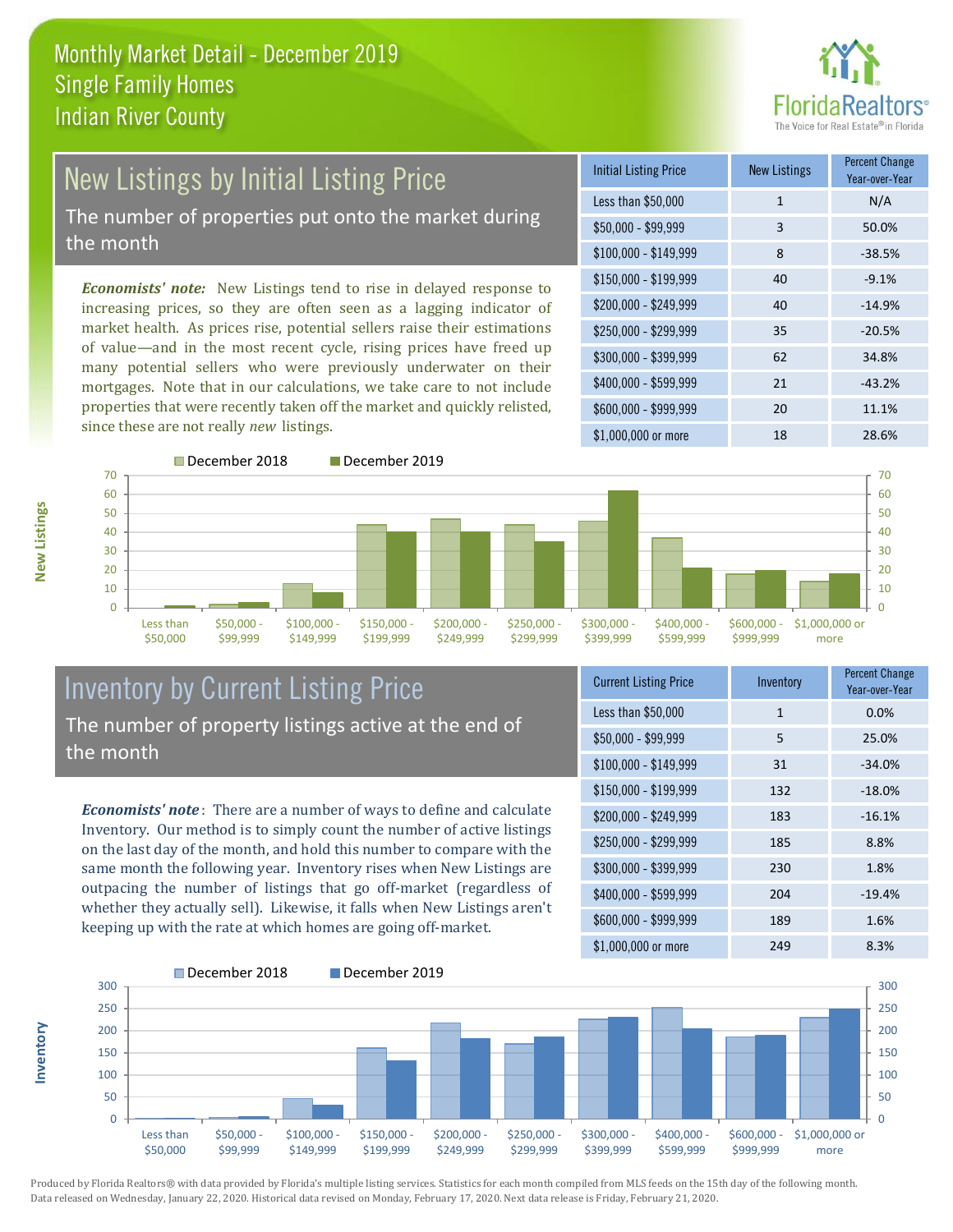# Monthly Market Detail - December 2019
## Single Family Homes
## Indian River County

## New Listings by Initial Listing Price

The number of properties put onto the market during the month

*Economists' note:* New Listings tend to rise in delayed response to increasing prices, so they are often seen as a lagging indicator of market health. As prices rise, potential sellers raise their estimations of value—and in the most recent cycle, rising prices have freed up many potential sellers who were previously underwater on their mortgages. Note that in our calculations, we take care to not include properties that were recently taken off the market and quickly relisted, since these are not really *new* listings.

| Initial Listing Price | New Listings | Percent Change Year-over-Year |
|---|---|---|
| Less than $50,000 | 1 | N/A |
| $50,000 - $99,999 | 3 | 50.0% |
| $100,000 - $149,999 | 8 | -38.5% |
| $150,000 - $199,999 | 40 | -9.1% |
| $200,000 - $249,999 | 40 | -14.9% |
| $250,000 - $299,999 | 35 | -20.5% |
| $300,000 - $399,999 | 62 | 34.8% |
| $400,000 - $599,999 | 21 | -43.2% |
| $600,000 - $999,999 | 20 | 11.1% |
| $1,000,000 or more | 18 | 28.6% |

## Inventory by Current Listing Price

The number of property listings active at the end of the month

*Economists' note*: There are a number of ways to define and calculate Inventory. Our method is to simply count the number of active listings on the last day of the month, and hold this number to compare with the same month the following year. Inventory rises when New Listings are outpacing the number of listings that go off-market (regardless of whether they actually sell). Likewise, it falls when New Listings aren't keeping up with the rate at which homes are going off-market.

| Current Listing Price | Inventory | Percent Change Year-over-Year |
|---|---|---|
| Less than $50,000 | 1 | 0.0% |
| $50,000 - $99,999 | 5 | 25.0% |
| $100,000 - $149,999 | 31 | -34.0% |
| $150,000 - $199,999 | 132 | -18.0% |
| $200,000 - $249,999 | 183 | -16.1% |
| $250,000 - $299,999 | 185 | 8.8% |
| $300,000 - $399,999 | 230 | 1.8% |
| $400,000 - $599,999 | 204 | -19.4% |
| $600,000 - $999,999 | 189 | 1.6% |
| $1,000,000 or more | 249 | 8.3% |

Produced by Florida Realtors® with data provided by Florida's multiple listing services. Statistics for each month compiled from MLS feeds on the 15th day of the following month. Data released on Wednesday, January 22, 2020. Historical data revised on Monday, February 17, 2020. Next data release is Friday, February 21, 2020.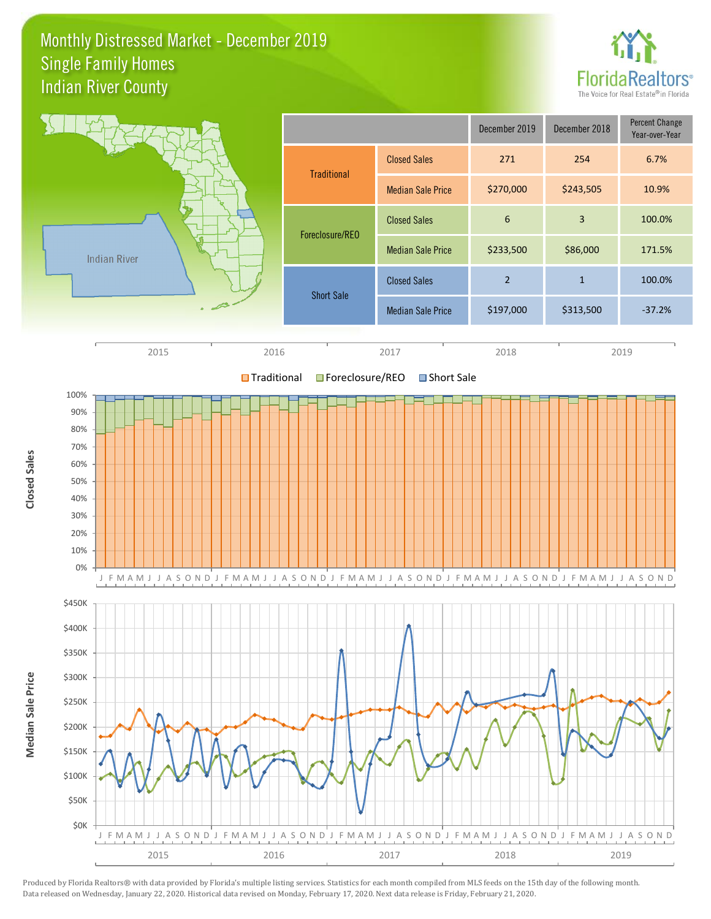# Monthly Distressed Market - December 2019
## Single Family Homes
## Indian River County

FloridaRealtors®
The Voice for Real Estate® in Florida

Indian River

| | | December 2019 | December 2018 | Percent Change Year-over-Year |
|---|---|---|---|---|
| Traditional | Closed Sales | 271 | 254 | 6.7% |
| | Median Sale Price | $270,000 | $243,505 | 10.9% |
| Foreclosure/REO | Closed Sales | 6 | 3 | 100.0% |
| | Median Sale Price | $233,500 | $86,000 | 171.5% |
| Short Sale | Closed Sales | 2 | 1 | 100.0% |
| | Median Sale Price | $197,000 | $313,500 | -37.2% |

2015 2016 2017 2018 2019

Traditional Foreclosure/REO Short Sale

Closed Sales

100% 90% 80% 70% 60% 50% 40% 30% 20% 10% 0%

J F M A M J J A S O N D J F M A M J J A S O N D J F M A M J J A S O N D J F M A M J J A S O N D J F M A M J J A S O N D

Median Sale Price

$450K $400K $350K $300K $250K $200K $150K $100K $50K $0K

J F M A M J J A S O N D J F M A M J J A S O N D J F M A M J J A S O N D J F M A M J J A S O N D J F M A M J J A S O N D

2015 2016 2017 2018 2019

Produced by Florida Realtors® with data provided by Florida's multiple listing services. Statistics for each month compiled from MLS feeds on the 15th day of the following month. Data released on Wednesday, January 22, 2020. Historical data revised on Monday, February 17, 2020. Next data release is Friday, February 21, 2020.